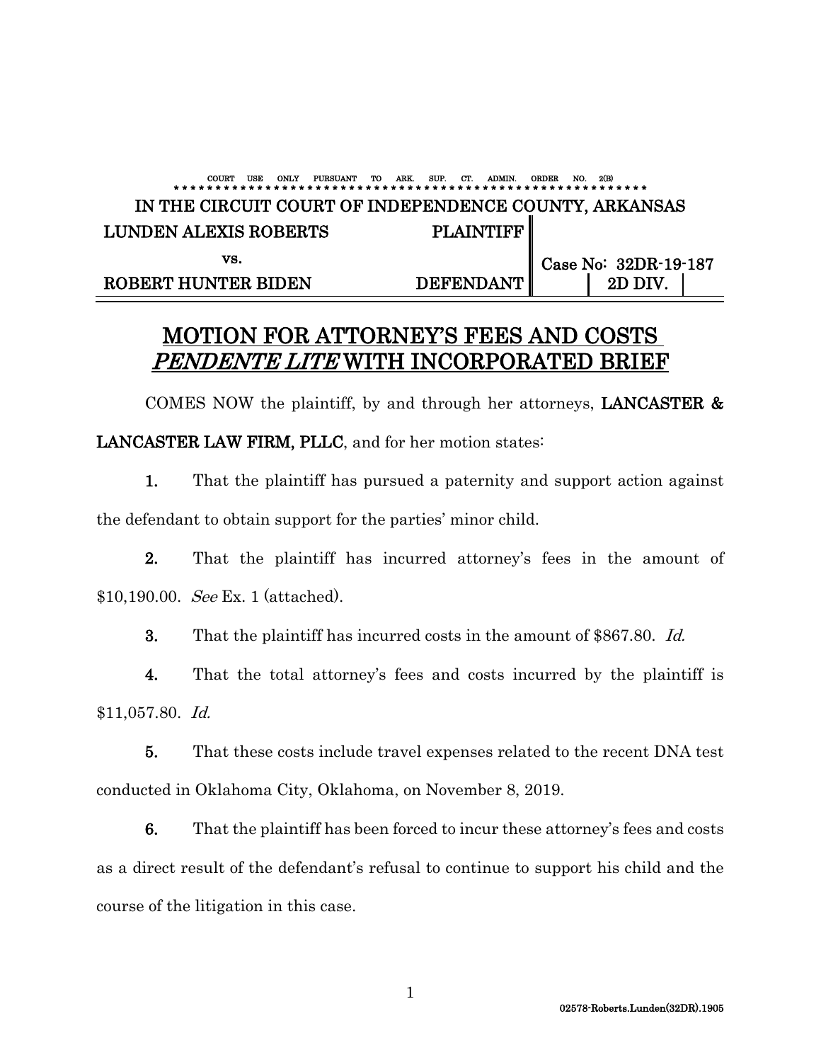COURT USE ONLY PURSUANT TO ARK. SUP. CT. ADMIN. ORDER NO. 2(B)

**IN THE CIRCUIT COURT OF INDEPENDENCE COUNTY, ARKANSAS**

| | | |
|---|---|---|
| **LUNDEN ALEXIS ROBERTS** | **PLAINTIFF** | |
| **vs.** | | **Case No: 32DR-19-187** |
| **ROBERT HUNTER BIDEN** | **DEFENDANT** | **2D DIV.** |

# MOTION FOR ATTORNEY'S FEES AND COSTS *PENDENTE LITE* WITH INCORPORATED BRIEF

COMES NOW the plaintiff, by and through her attorneys, **LANCASTER & LANCASTER LAW FIRM, PLLC**, and for her motion states:

**1.** That the plaintiff has pursued a paternity and support action against the defendant to obtain support for the parties' minor child.

**2.** That the plaintiff has incurred attorney's fees in the amount of \$10,190.00. *See* Ex. 1 (attached).

**3.** That the plaintiff has incurred costs in the amount of \$867.80. *Id.*

**4.** That the total attorney's fees and costs incurred by the plaintiff is \$11,057.80. *Id.*

**5.** That these costs include travel expenses related to the recent DNA test conducted in Oklahoma City, Oklahoma, on November 8, 2019.

**6.** That the plaintiff has been forced to incur these attorney's fees and costs as a direct result of the defendant's refusal to continue to support his child and the course of the litigation in this case.

02578-Roberts.Lunden(32DR).1905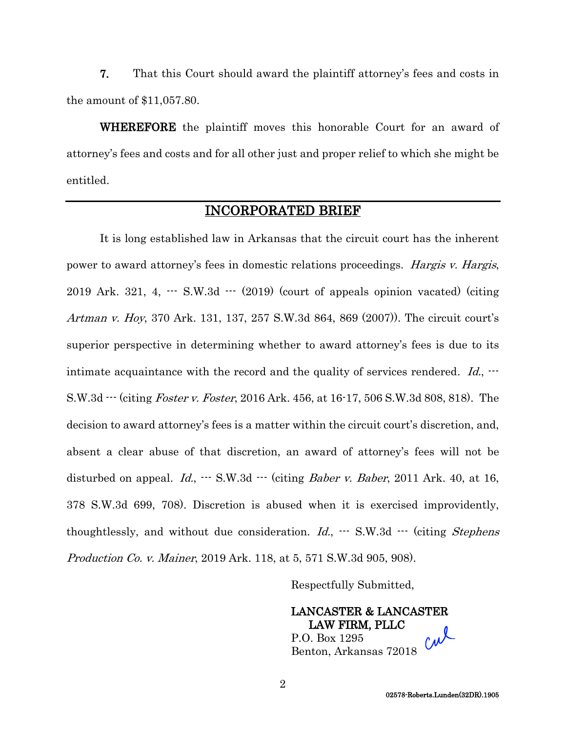**7.** That this Court should award the plaintiff attorney's fees and costs in the amount of $11,057.80.

**WHEREFORE** the plaintiff moves this honorable Court for an award of attorney's fees and costs and for all other just and proper relief to which she might be entitled.

---

## INCORPORATED BRIEF

It is long established law in Arkansas that the circuit court has the inherent power to award attorney's fees in domestic relations proceedings. *Hargis v. Hargis*, 2019 Ark. 321, 4, --- S.W.3d --- (2019) (court of appeals opinion vacated) (citing *Artman v. Hoy*, 370 Ark. 131, 137, 257 S.W.3d 864, 869 (2007)). The circuit court's superior perspective in determining whether to award attorney's fees is due to its intimate acquaintance with the record and the quality of services rendered. *Id.*, --- S.W.3d --- (citing *Foster v. Foster*, 2016 Ark. 456, at 16-17, 506 S.W.3d 808, 818). The decision to award attorney's fees is a matter within the circuit court's discretion, and, absent a clear abuse of that discretion, an award of attorney's fees will not be disturbed on appeal. *Id.*, --- S.W.3d --- (citing *Baber v. Baber*, 2011 Ark. 40, at 16, 378 S.W.3d 699, 708). Discretion is abused when it is exercised improvidently, thoughtlessly, and without due consideration. *Id.*, --- S.W.3d --- (citing *Stephens Production Co. v. Mainer*, 2019 Ark. 118, at 5, 571 S.W.3d 905, 908).

Respectfully Submitted,

LANCASTER & LANCASTER
LAW FIRM, PLLC
P.O. Box 1295
Benton, Arkansas 72018

02578-Roberts.Lunden(32DR).1905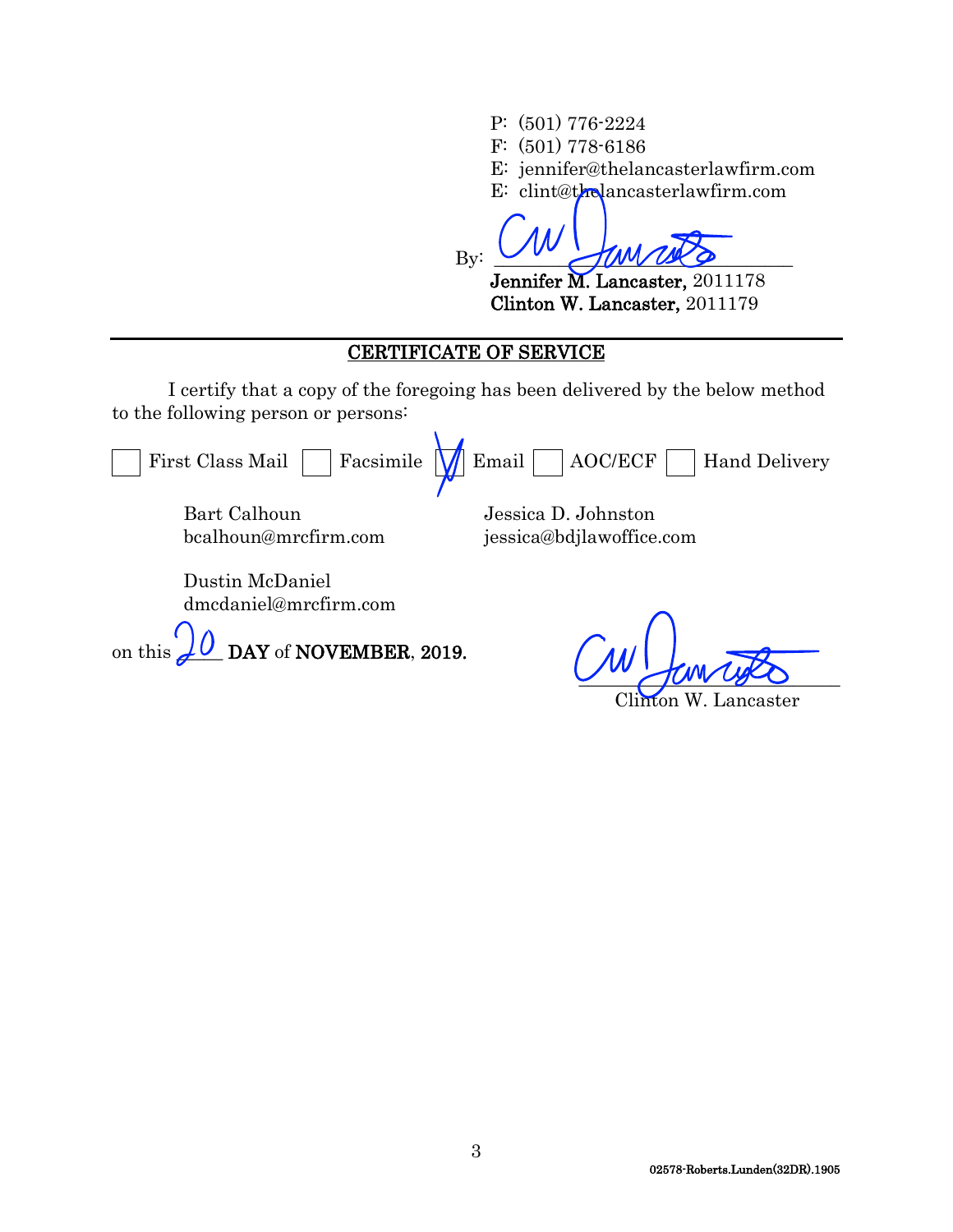P: (501) 776-2224
F: (501) 778-6186
E: jennifer@thelancasterlawfirm.com
E: clint@thelancasterlawfirm.com

By: ______________________________
**Jennifer M. Lancaster,** 2011178
**Clinton W. Lancaster,** 2011179

---

## CERTIFICATE OF SERVICE

I certify that a copy of the foregoing has been delivered by the below method to the following person or persons:

☐ First Class Mail ☐ Facsimile ☑ Email ☐ AOC/ECF ☐ Hand Delivery

Bart Calhoun
bcalhoun@mrcfirm.com

Jessica D. Johnston
jessica@bdjlawoffice.com

Dustin McDaniel
dmcdaniel@mrcfirm.com

on this 20 **DAY** of **NOVEMBER**, **2019.**

______________________________
Clinton W. Lancaster

02578-Roberts.Lunden(32DR).1905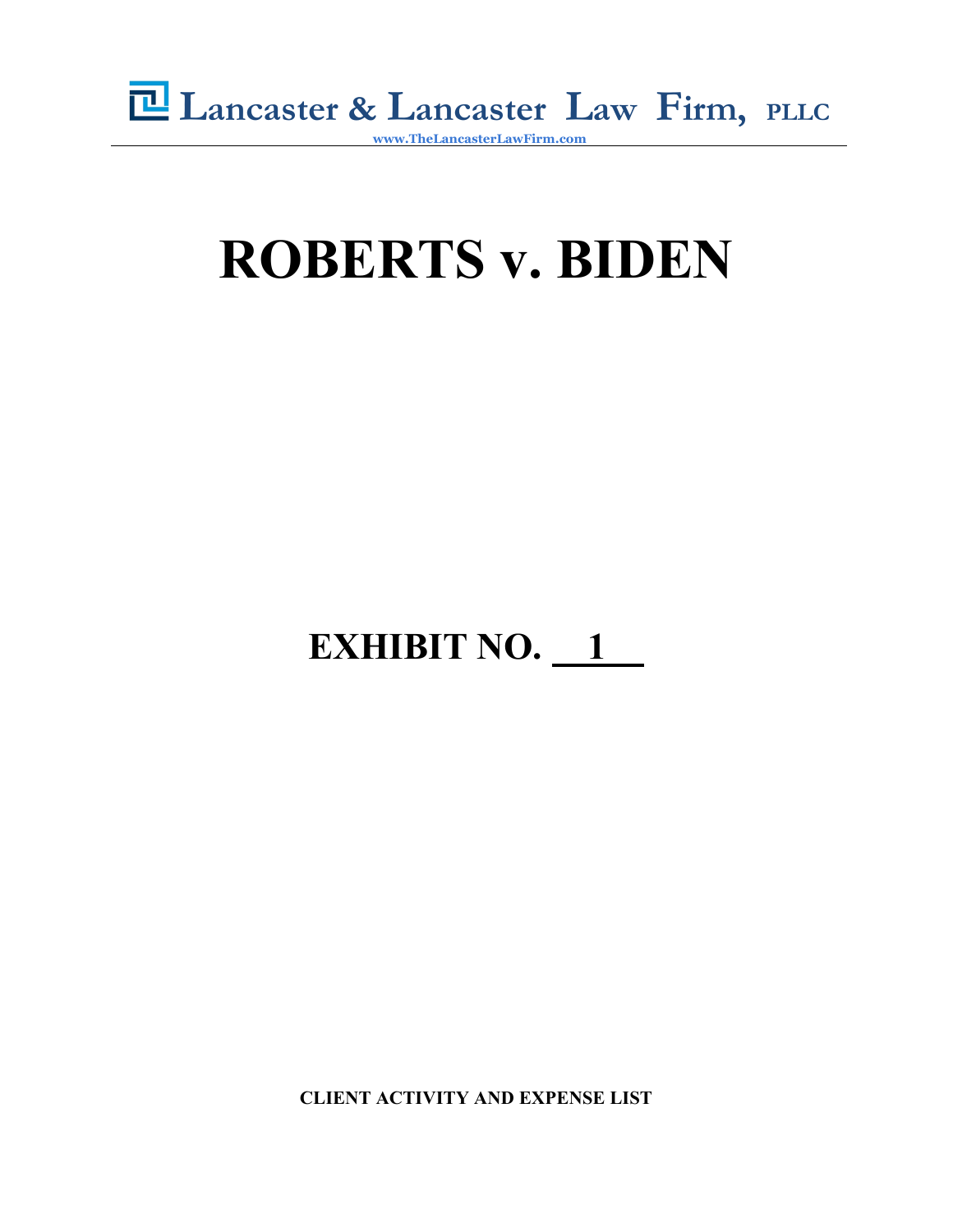Lancaster & Lancaster Law Firm, PLLC

www.TheLancasterLawFirm.com

# ROBERTS v. BIDEN

## EXHIBIT NO. 1

**CLIENT ACTIVITY AND EXPENSE LIST**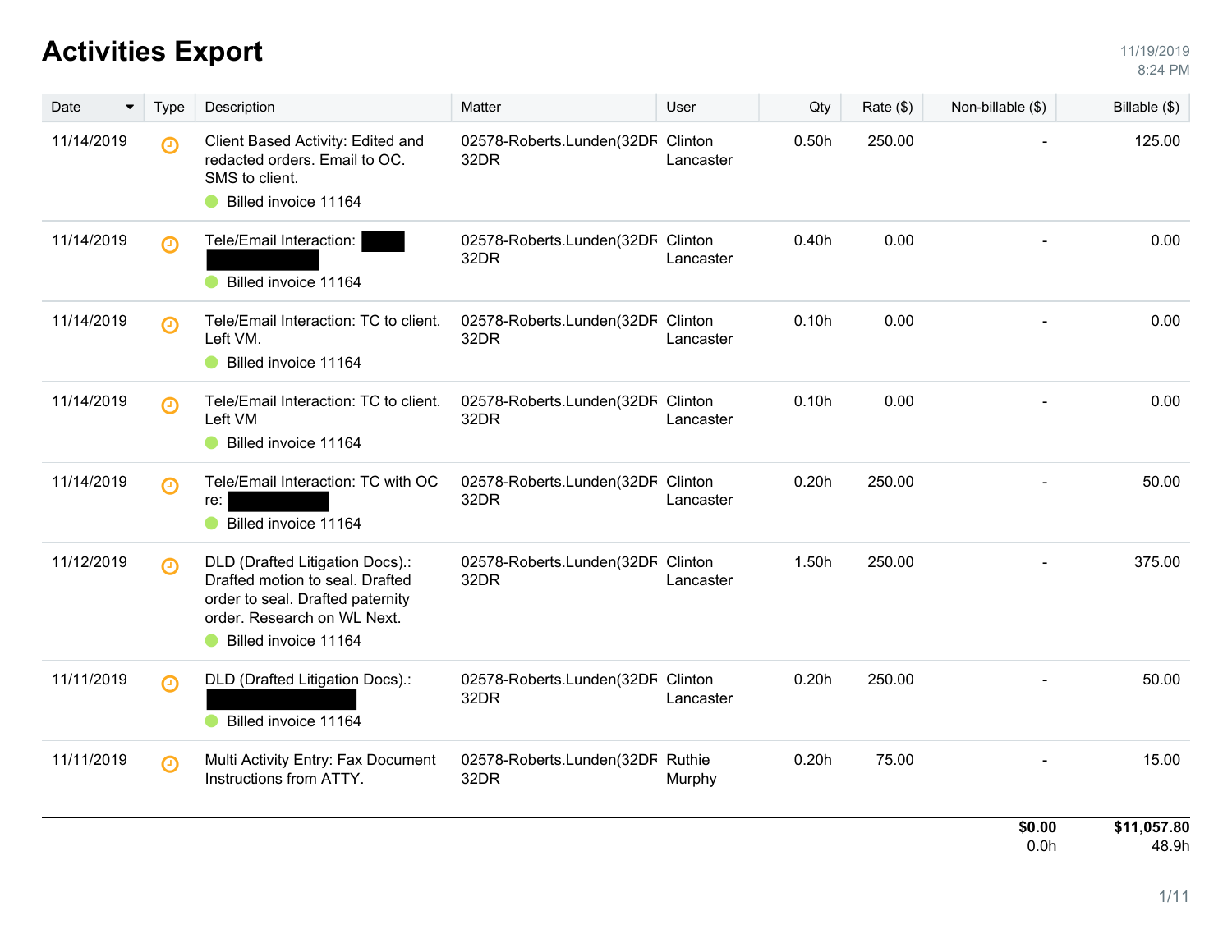# Activities Export

11/19/2019
8:24 PM

| Date | Type | Description | Matter | User | Qty | Rate ($) | Non-billable ($) | Billable ($) |
|---|---|---|---|---|---|---|---|---|
| 11/14/2019 | | Client Based Activity: Edited and redacted orders. Email to OC. SMS to client. Billed invoice 11164 | 02578-Roberts.Lunden(32DR 32DR | Clinton Lancaster | 0.50h | 250.00 | - | 125.00 |
| 11/14/2019 | | Tele/Email Interaction: [redacted] Billed invoice 11164 | 02578-Roberts.Lunden(32DR 32DR | Clinton Lancaster | 0.40h | 0.00 | - | 0.00 |
| 11/14/2019 | | Tele/Email Interaction: TC to client. Left VM. Billed invoice 11164 | 02578-Roberts.Lunden(32DR 32DR | Clinton Lancaster | 0.10h | 0.00 | - | 0.00 |
| 11/14/2019 | | Tele/Email Interaction: TC to client. Left VM Billed invoice 11164 | 02578-Roberts.Lunden(32DR 32DR | Clinton Lancaster | 0.10h | 0.00 | - | 0.00 |
| 11/14/2019 | | Tele/Email Interaction: TC with OC re: [redacted] Billed invoice 11164 | 02578-Roberts.Lunden(32DR 32DR | Clinton Lancaster | 0.20h | 250.00 | - | 50.00 |
| 11/12/2019 | | DLD (Drafted Litigation Docs).: Drafted motion to seal. Drafted order to seal. Drafted paternity order. Research on WL Next. Billed invoice 11164 | 02578-Roberts.Lunden(32DR 32DR | Clinton Lancaster | 1.50h | 250.00 | - | 375.00 |
| 11/11/2019 | | DLD (Drafted Litigation Docs).: [redacted] Billed invoice 11164 | 02578-Roberts.Lunden(32DR 32DR | Clinton Lancaster | 0.20h | 250.00 | - | 50.00 |
| 11/11/2019 | | Multi Activity Entry: Fax Document Instructions from ATTY. | 02578-Roberts.Lunden(32DR 32DR | Ruthie Murphy | 0.20h | 75.00 | - | 15.00 |
| | | | | | | | **$0.00** 0.0h | **$11,057.80** 48.9h |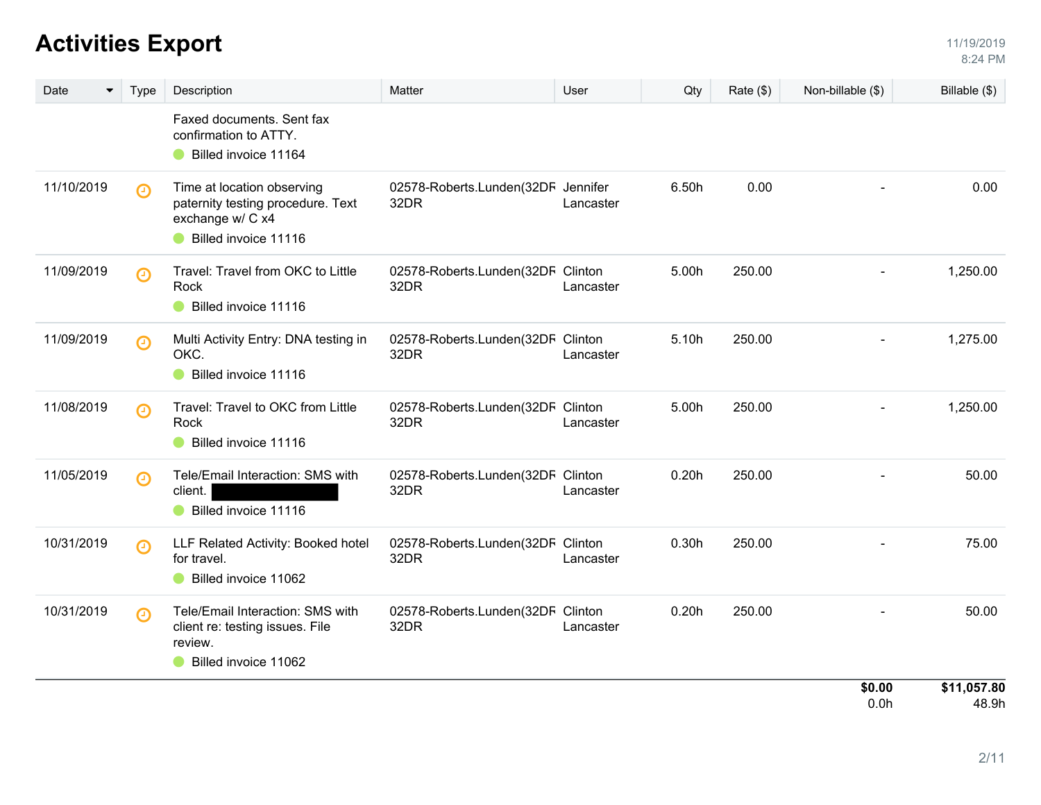# Activities Export

11/19/2019
8:24 PM

| Date | Type | Description | Matter | User | Qty | Rate ($) | Non-billable ($) | Billable ($) |
|---|---|---|---|---|---|---|---|---|
| | | Faxed documents. Sent fax confirmation to ATTY. Billed invoice 11164 | | | | | | |
| 11/10/2019 | | Time at location observing paternity testing procedure. Text exchange w/ C x4 Billed invoice 11116 | 02578-Roberts.Lunden(32DR 32DR | Jennifer Lancaster | 6.50h | 0.00 | - | 0.00 |
| 11/09/2019 | | Travel: Travel from OKC to Little Rock Billed invoice 11116 | 02578-Roberts.Lunden(32DR 32DR | Clinton Lancaster | 5.00h | 250.00 | - | 1,250.00 |
| 11/09/2019 | | Multi Activity Entry: DNA testing in OKC. Billed invoice 11116 | 02578-Roberts.Lunden(32DR 32DR | Clinton Lancaster | 5.10h | 250.00 | - | 1,275.00 |
| 11/08/2019 | | Travel: Travel to OKC from Little Rock Billed invoice 11116 | 02578-Roberts.Lunden(32DR 32DR | Clinton Lancaster | 5.00h | 250.00 | - | 1,250.00 |
| 11/05/2019 | | Tele/Email Interaction: SMS with client. [REDACTED] Billed invoice 11116 | 02578-Roberts.Lunden(32DR 32DR | Clinton Lancaster | 0.20h | 250.00 | - | 50.00 |
| 10/31/2019 | | LLF Related Activity: Booked hotel for travel. Billed invoice 11062 | 02578-Roberts.Lunden(32DR 32DR | Clinton Lancaster | 0.30h | 250.00 | - | 75.00 |
| 10/31/2019 | | Tele/Email Interaction: SMS with client re: testing issues. File review. Billed invoice 11062 | 02578-Roberts.Lunden(32DR 32DR | Clinton Lancaster | 0.20h | 250.00 | - | 50.00 |
| | | | | | | | **$0.00** 0.0h | **$11,057.80** 48.9h |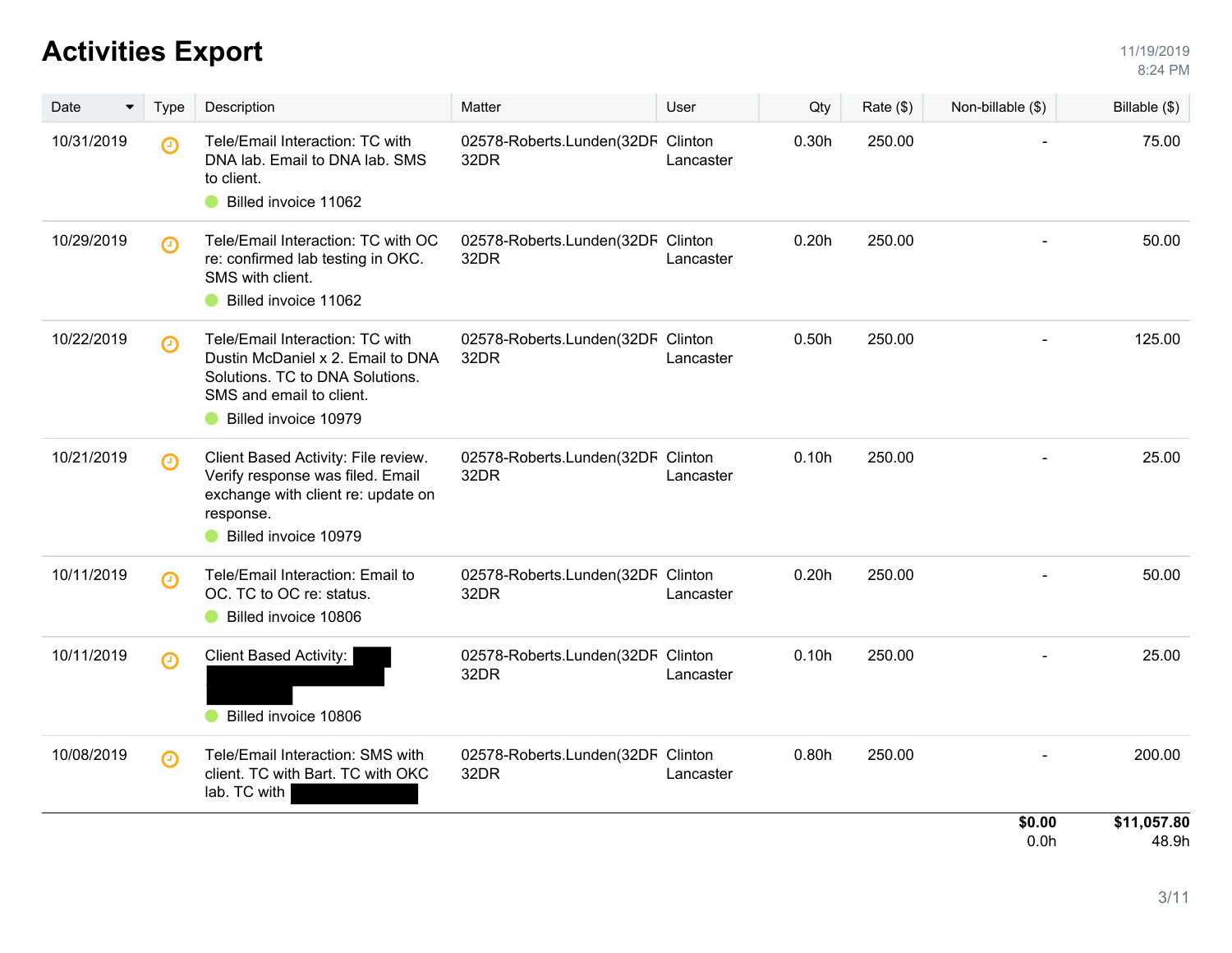# Activities Export

11/19/2019
8:24 PM

| Date | Type | Description | Matter | User | Qty | Rate ($) | Non-billable ($) | Billable ($) |
|---|---|---|---|---|---|---|---|---|
| 10/31/2019 | | Tele/Email Interaction: TC with DNA lab. Email to DNA lab. SMS to client. Billed invoice 11062 | 02578-Roberts.Lunden(32DR 32DR | Clinton Lancaster | 0.30h | 250.00 | - | 75.00 |
| 10/29/2019 | | Tele/Email Interaction: TC with OC re: confirmed lab testing in OKC. SMS with client. Billed invoice 11062 | 02578-Roberts.Lunden(32DR 32DR | Clinton Lancaster | 0.20h | 250.00 | - | 50.00 |
| 10/22/2019 | | Tele/Email Interaction: TC with Dustin McDaniel x 2. Email to DNA Solutions. TC to DNA Solutions. SMS and email to client. Billed invoice 10979 | 02578-Roberts.Lunden(32DR 32DR | Clinton Lancaster | 0.50h | 250.00 | - | 125.00 |
| 10/21/2019 | | Client Based Activity: File review. Verify response was filed. Email exchange with client re: update on response. Billed invoice 10979 | 02578-Roberts.Lunden(32DR 32DR | Clinton Lancaster | 0.10h | 250.00 | - | 25.00 |
| 10/11/2019 | | Tele/Email Interaction: Email to OC. TC to OC re: status. Billed invoice 10806 | 02578-Roberts.Lunden(32DR 32DR | Clinton Lancaster | 0.20h | 250.00 | - | 50.00 |
| 10/11/2019 | | Client Based Activity: [REDACTED] Billed invoice 10806 | 02578-Roberts.Lunden(32DR 32DR | Clinton Lancaster | 0.10h | 250.00 | - | 25.00 |
| 10/08/2019 | | Tele/Email Interaction: SMS with client. TC with Bart. TC with OKC lab. TC with [REDACTED] | 02578-Roberts.Lunden(32DR 32DR | Clinton Lancaster | 0.80h | 250.00 | - | 200.00 |
| | | | | | | | **$0.00** 0.0h | **$11,057.80** 48.9h |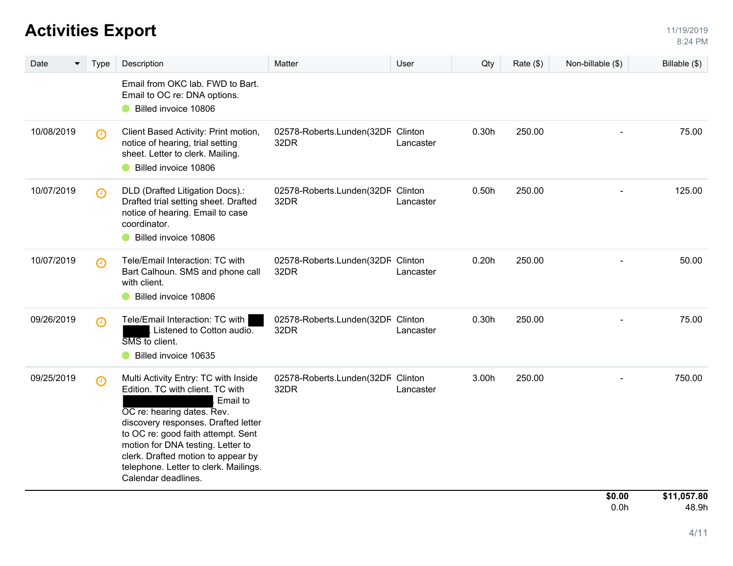# Activities Export

11/19/2019
8:24 PM

| Date | Type | Description | Matter | User | Qty | Rate ($) | Non-billable ($) | Billable ($) |
|---|---|---|---|---|---|---|---|---|
| | | Email from OKC lab. FWD to Bart. Email to OC re: DNA options. Billed invoice 10806 | | | | | | |
| 10/08/2019 | | Client Based Activity: Print motion, notice of hearing, trial setting sheet. Letter to clerk. Mailing. Billed invoice 10806 | 02578-Roberts.Lunden(32DR 32DR | Clinton Lancaster | 0.30h | 250.00 | - | 75.00 |
| 10/07/2019 | | DLD (Drafted Litigation Docs).: Drafted trial setting sheet. Drafted notice of hearing. Email to case coordinator. Billed invoice 10806 | 02578-Roberts.Lunden(32DR 32DR | Clinton Lancaster | 0.50h | 250.00 | - | 125.00 |
| 10/07/2019 | | Tele/Email Interaction: TC with Bart Calhoun. SMS and phone call with client. Billed invoice 10806 | 02578-Roberts.Lunden(32DR 32DR | Clinton Lancaster | 0.20h | 250.00 | - | 50.00 |
| 09/26/2019 | | Tele/Email Interaction: TC with [REDACTED]. Listened to Cotton audio. SMS to client. Billed invoice 10635 | 02578-Roberts.Lunden(32DR 32DR | Clinton Lancaster | 0.30h | 250.00 | - | 75.00 |
| 09/25/2019 | | Multi Activity Entry: TC with Inside Edition. TC with client. TC with [REDACTED]. Email to OC re: hearing dates. Rev. discovery responses. Drafted letter to OC re: good faith attempt. Sent motion for DNA testing. Letter to clerk. Drafted motion to appear by telephone. Letter to clerk. Mailings. Calendar deadlines. | 02578-Roberts.Lunden(32DR 32DR | Clinton Lancaster | 3.00h | 250.00 | - | 750.00 |
| | | | | | | | **$0.00** 0.0h | **$11,057.80** 48.9h |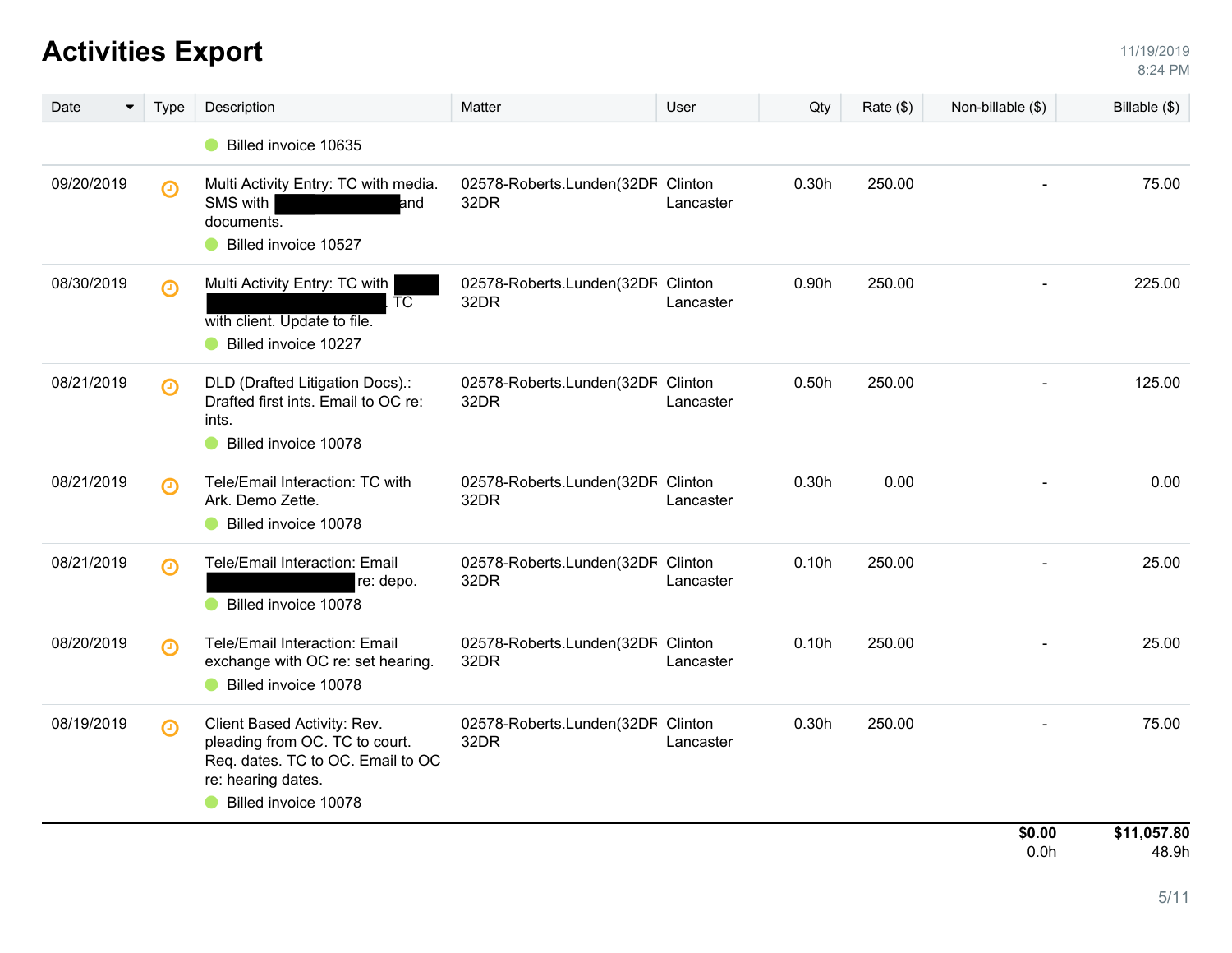# Activities Export

11/19/2019
8:24 PM

| Date | Type | Description | Matter | User | Qty | Rate ($) | Non-billable ($) | Billable ($) |
|---|---|---|---|---|---|---|---|---|
| | | Billed invoice 10635 | | | | | | |
| 09/20/2019 | | Multi Activity Entry: TC with media. SMS with [REDACTED] and documents. Billed invoice 10527 | 02578-Roberts.Lunden(32DR 32DR | Clinton Lancaster | 0.30h | 250.00 | - | 75.00 |
| 08/30/2019 | | Multi Activity Entry: TC with [REDACTED] [REDACTED]. TC with client. Update to file. Billed invoice 10227 | 02578-Roberts.Lunden(32DR 32DR | Clinton Lancaster | 0.90h | 250.00 | - | 225.00 |
| 08/21/2019 | | DLD (Drafted Litigation Docs).: Drafted first ints. Email to OC re: ints. Billed invoice 10078 | 02578-Roberts.Lunden(32DR 32DR | Clinton Lancaster | 0.50h | 250.00 | - | 125.00 |
| 08/21/2019 | | Tele/Email Interaction: TC with Ark. Demo Zette. Billed invoice 10078 | 02578-Roberts.Lunden(32DR 32DR | Clinton Lancaster | 0.30h | 0.00 | - | 0.00 |
| 08/21/2019 | | Tele/Email Interaction: Email [REDACTED] re: depo. Billed invoice 10078 | 02578-Roberts.Lunden(32DR 32DR | Clinton Lancaster | 0.10h | 250.00 | - | 25.00 |
| 08/20/2019 | | Tele/Email Interaction: Email exchange with OC re: set hearing. Billed invoice 10078 | 02578-Roberts.Lunden(32DR 32DR | Clinton Lancaster | 0.10h | 250.00 | - | 25.00 |
| 08/19/2019 | | Client Based Activity: Rev. pleading from OC. TC to court. Req. dates. TC to OC. Email to OC re: hearing dates. Billed invoice 10078 | 02578-Roberts.Lunden(32DR 32DR | Clinton Lancaster | 0.30h | 250.00 | - | 75.00 |
| | | | | | | | **$0.00** 0.0h | **$11,057.80** 48.9h |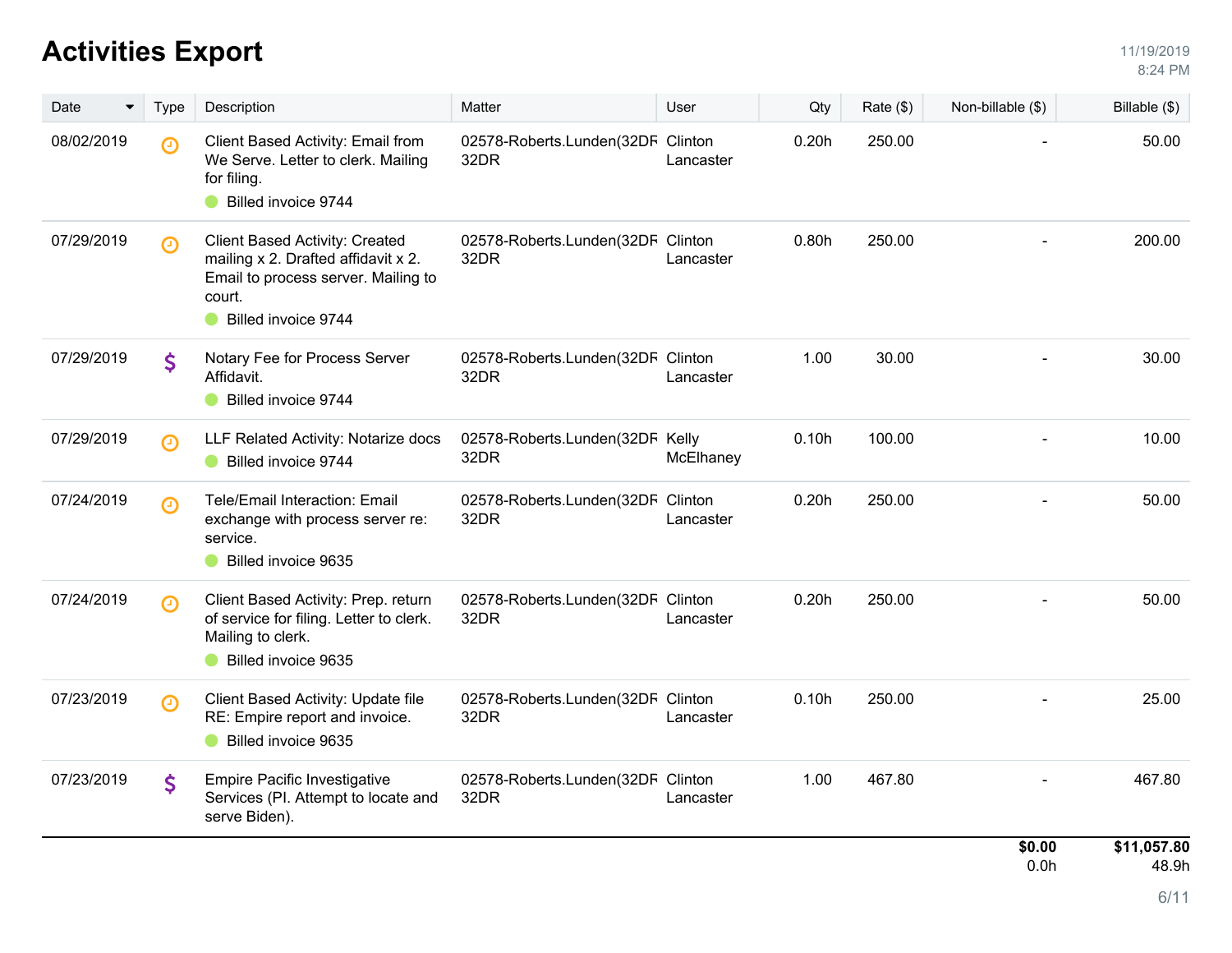# Activities Export

11/19/2019
8:24 PM

| Date | Type | Description | Matter | User | Qty | Rate ($) | Non-billable ($) | Billable ($) |
|---|---|---|---|---|---|---|---|---|
| 08/02/2019 | Time | Client Based Activity: Email from We Serve. Letter to clerk. Mailing for filing. Billed invoice 9744 | 02578-Roberts.Lunden(32DR 32DR | Clinton Lancaster | 0.20h | 250.00 | - | 50.00 |
| 07/29/2019 | Time | Client Based Activity: Created mailing x 2. Drafted affidavit x 2. Email to process server. Mailing to court. Billed invoice 9744 | 02578-Roberts.Lunden(32DR 32DR | Clinton Lancaster | 0.80h | 250.00 | - | 200.00 |
| 07/29/2019 | $ | Notary Fee for Process Server Affidavit. Billed invoice 9744 | 02578-Roberts.Lunden(32DR 32DR | Clinton Lancaster | 1.00 | 30.00 | - | 30.00 |
| 07/29/2019 | Time | LLF Related Activity: Notarize docs Billed invoice 9744 | 02578-Roberts.Lunden(32DR 32DR | Kelly McElhaney | 0.10h | 100.00 | - | 10.00 |
| 07/24/2019 | Time | Tele/Email Interaction: Email exchange with process server re: service. Billed invoice 9635 | 02578-Roberts.Lunden(32DR 32DR | Clinton Lancaster | 0.20h | 250.00 | - | 50.00 |
| 07/24/2019 | Time | Client Based Activity: Prep. return of service for filing. Letter to clerk. Mailing to clerk. Billed invoice 9635 | 02578-Roberts.Lunden(32DR 32DR | Clinton Lancaster | 0.20h | 250.00 | - | 50.00 |
| 07/23/2019 | Time | Client Based Activity: Update file RE: Empire report and invoice. Billed invoice 9635 | 02578-Roberts.Lunden(32DR 32DR | Clinton Lancaster | 0.10h | 250.00 | - | 25.00 |
| 07/23/2019 | $ | Empire Pacific Investigative Services (PI. Attempt to locate and serve Biden). | 02578-Roberts.Lunden(32DR 32DR | Clinton Lancaster | 1.00 | 467.80 | - | 467.80 |
| | | | | | | | **$0.00** 0.0h | **$11,057.80** 48.9h |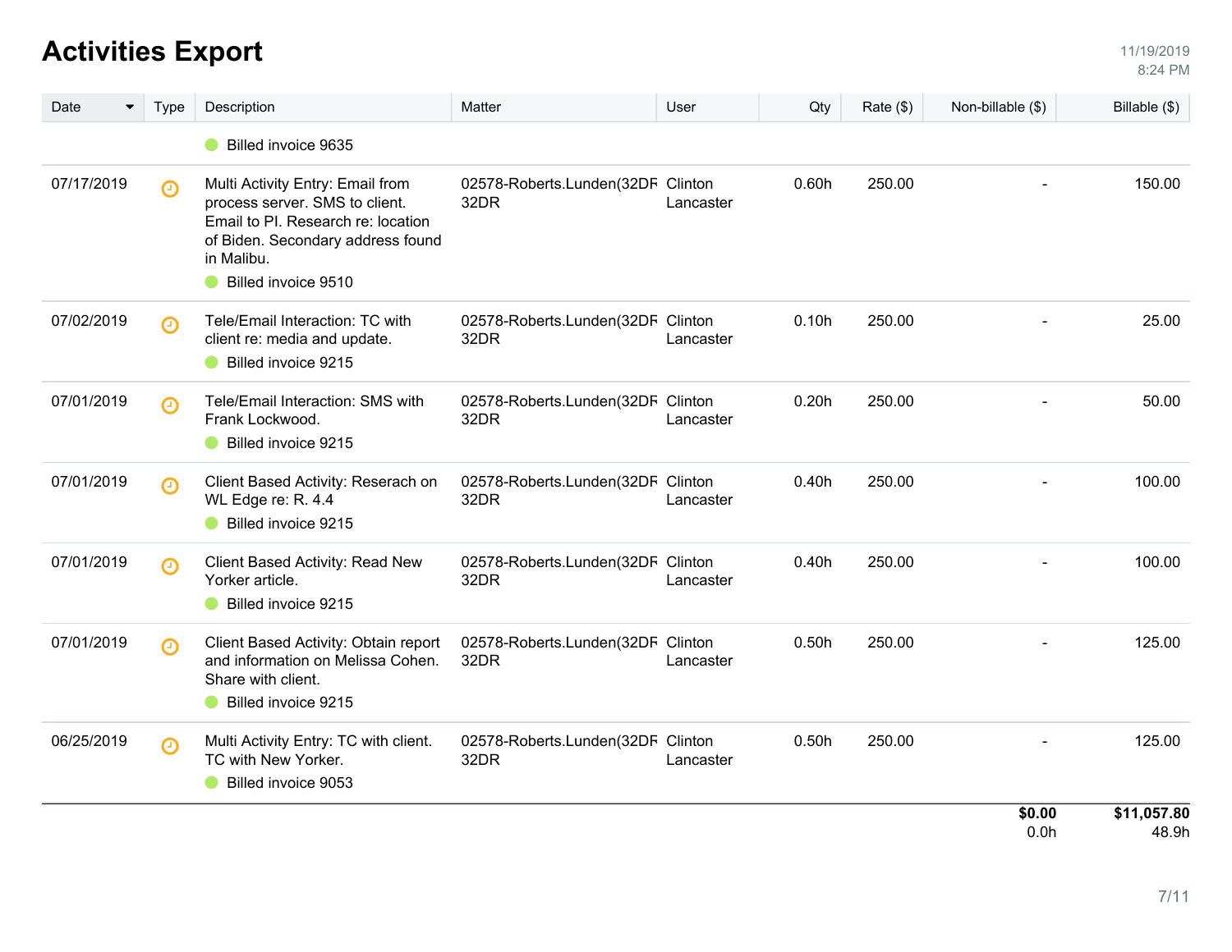# Activities Export

11/19/2019
8:24 PM

| Date | Type | Description | Matter | User | Qty | Rate ($) | Non-billable ($) | Billable ($) |
|---|---|---|---|---|---|---|---|---|
| | | Billed invoice 9635 | | | | | | |
| 07/17/2019 | | Multi Activity Entry: Email from process server. SMS to client. Email to PI. Research re: location of Biden. Secondary address found in Malibu. Billed invoice 9510 | 02578-Roberts.Lunden(32DR 32DR | Clinton Lancaster | 0.60h | 250.00 | - | 150.00 |
| 07/02/2019 | | Tele/Email Interaction: TC with client re: media and update. Billed invoice 9215 | 02578-Roberts.Lunden(32DR 32DR | Clinton Lancaster | 0.10h | 250.00 | - | 25.00 |
| 07/01/2019 | | Tele/Email Interaction: SMS with Frank Lockwood. Billed invoice 9215 | 02578-Roberts.Lunden(32DR 32DR | Clinton Lancaster | 0.20h | 250.00 | - | 50.00 |
| 07/01/2019 | | Client Based Activity: Reserach on WL Edge re: R. 4.4 Billed invoice 9215 | 02578-Roberts.Lunden(32DR 32DR | Clinton Lancaster | 0.40h | 250.00 | - | 100.00 |
| 07/01/2019 | | Client Based Activity: Read New Yorker article. Billed invoice 9215 | 02578-Roberts.Lunden(32DR 32DR | Clinton Lancaster | 0.40h | 250.00 | - | 100.00 |
| 07/01/2019 | | Client Based Activity: Obtain report and information on Melissa Cohen. Share with client. Billed invoice 9215 | 02578-Roberts.Lunden(32DR 32DR | Clinton Lancaster | 0.50h | 250.00 | - | 125.00 |
| 06/25/2019 | | Multi Activity Entry: TC with client. TC with New Yorker. Billed invoice 9053 | 02578-Roberts.Lunden(32DR 32DR | Clinton Lancaster | 0.50h | 250.00 | - | 125.00 |
| | | | | | | | **$0.00** 0.0h | **$11,057.80** 48.9h |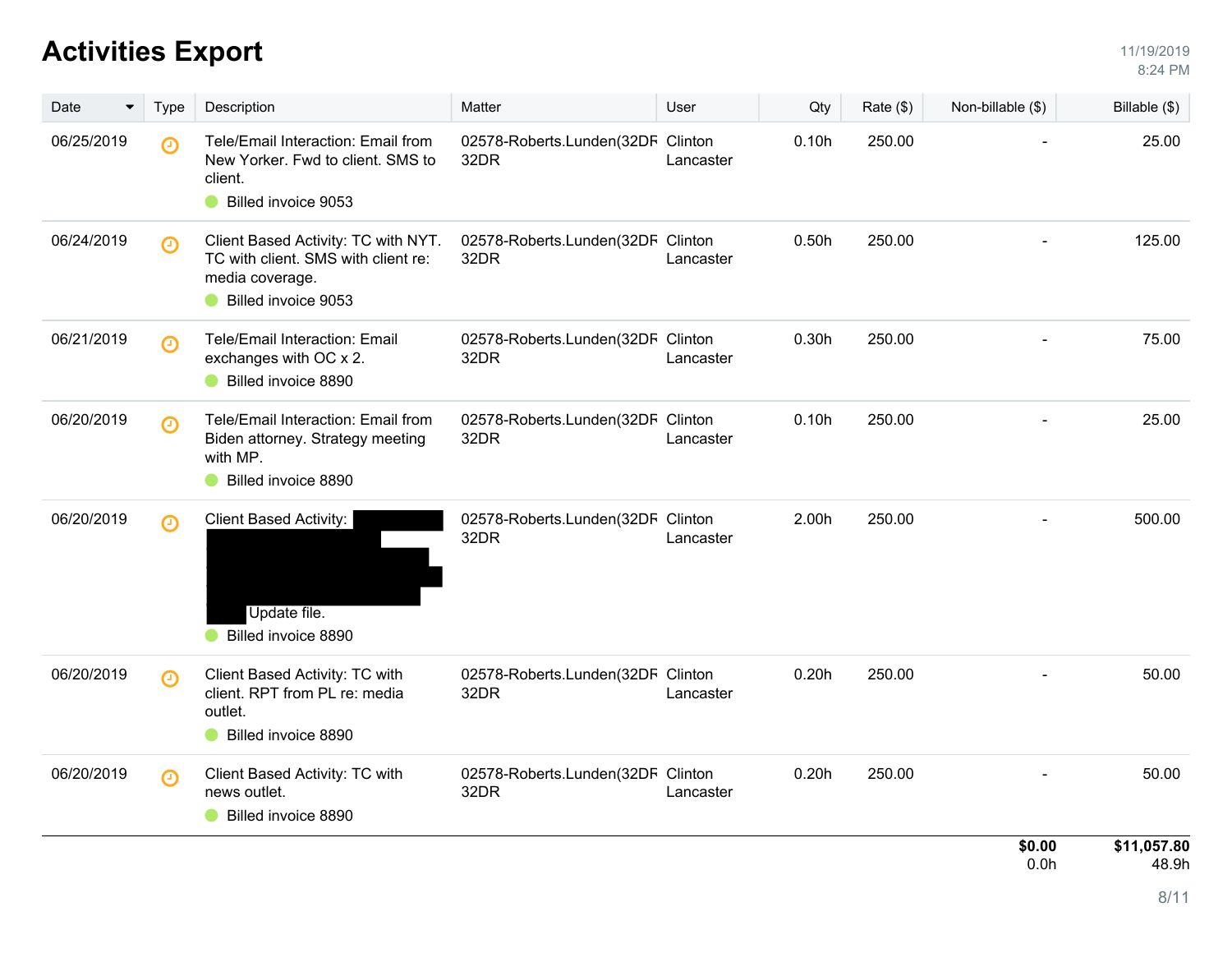# Activities Export

11/19/2019
8:24 PM

| Date | Type | Description | Matter | User | Qty | Rate ($) | Non-billable ($) | Billable ($) |
|---|---|---|---|---|---|---|---|---|
| 06/25/2019 | | Tele/Email Interaction: Email from New Yorker. Fwd to client. SMS to client. Billed invoice 9053 | 02578-Roberts.Lunden(32DR 32DR | Clinton Lancaster | 0.10h | 250.00 | - | 25.00 |
| 06/24/2019 | | Client Based Activity: TC with NYT. TC with client. SMS with client re: media coverage. Billed invoice 9053 | 02578-Roberts.Lunden(32DR 32DR | Clinton Lancaster | 0.50h | 250.00 | - | 125.00 |
| 06/21/2019 | | Tele/Email Interaction: Email exchanges with OC x 2. Billed invoice 8890 | 02578-Roberts.Lunden(32DR 32DR | Clinton Lancaster | 0.30h | 250.00 | - | 75.00 |
| 06/20/2019 | | Tele/Email Interaction: Email from Biden attorney. Strategy meeting with MP. Billed invoice 8890 | 02578-Roberts.Lunden(32DR 32DR | Clinton Lancaster | 0.10h | 250.00 | - | 25.00 |
| 06/20/2019 | | Client Based Activity: [REDACTED] Update file. Billed invoice 8890 | 02578-Roberts.Lunden(32DR 32DR | Clinton Lancaster | 2.00h | 250.00 | - | 500.00 |
| 06/20/2019 | | Client Based Activity: TC with client. RPT from PL re: media outlet. Billed invoice 8890 | 02578-Roberts.Lunden(32DR 32DR | Clinton Lancaster | 0.20h | 250.00 | - | 50.00 |
| 06/20/2019 | | Client Based Activity: TC with news outlet. Billed invoice 8890 | 02578-Roberts.Lunden(32DR 32DR | Clinton Lancaster | 0.20h | 250.00 | - | 50.00 |
| | | | | | | | **$0.00** 0.0h | **$11,057.80** 48.9h |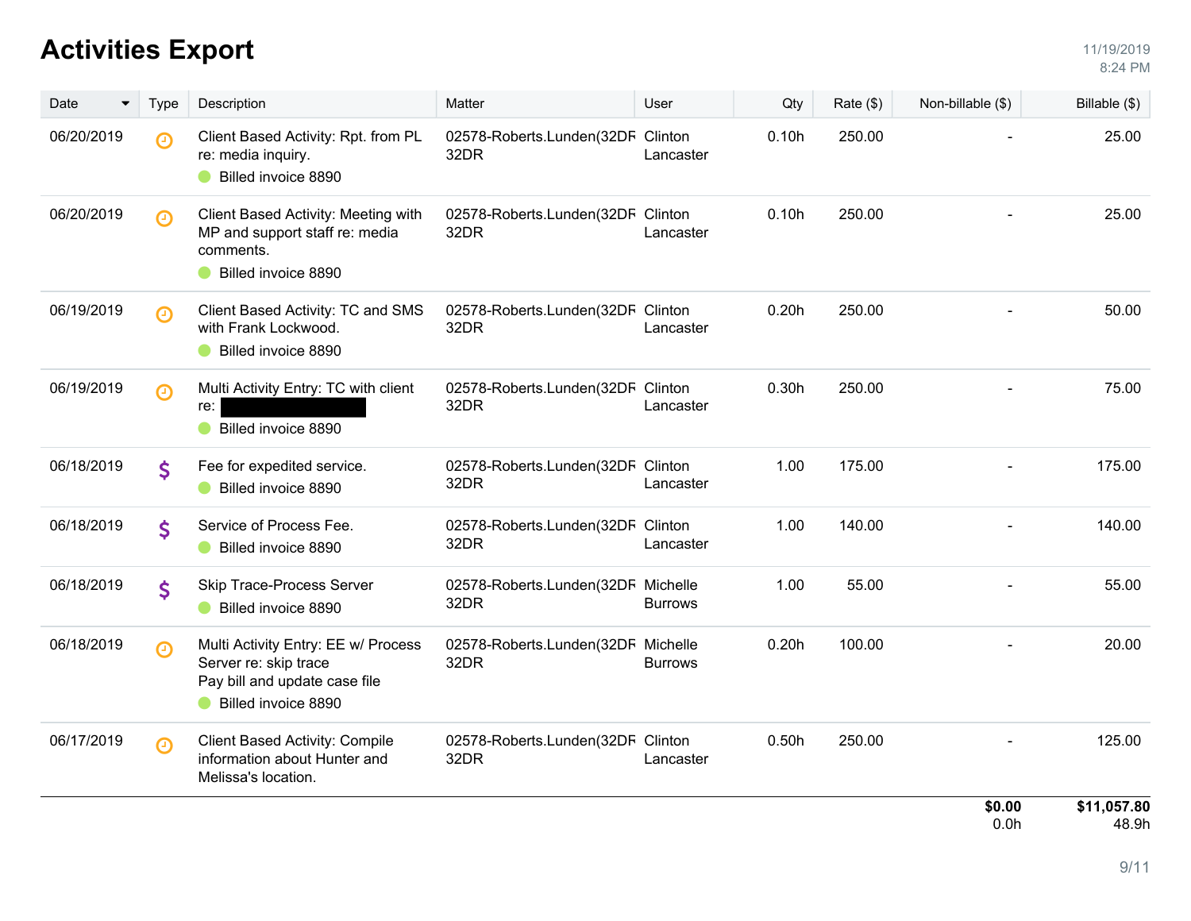# Activities Export

11/19/2019
8:24 PM

| Date | Type | Description | Matter | User | Qty | Rate ($) | Non-billable ($) | Billable ($) |
|---|---|---|---|---|---|---|---|---|
| 06/20/2019 | ⏲ | Client Based Activity: Rpt. from PL re: media inquiry. Billed invoice 8890 | 02578-Roberts.Lunden(32DR 32DR | Clinton Lancaster | 0.10h | 250.00 | - | 25.00 |
| 06/20/2019 | ⏲ | Client Based Activity: Meeting with MP and support staff re: media comments. Billed invoice 8890 | 02578-Roberts.Lunden(32DR 32DR | Clinton Lancaster | 0.10h | 250.00 | - | 25.00 |
| 06/19/2019 | ⏲ | Client Based Activity: TC and SMS with Frank Lockwood. Billed invoice 8890 | 02578-Roberts.Lunden(32DR 32DR | Clinton Lancaster | 0.20h | 250.00 | - | 50.00 |
| 06/19/2019 | ⏲ | Multi Activity Entry: TC with client re: [REDACTED] Billed invoice 8890 | 02578-Roberts.Lunden(32DR 32DR | Clinton Lancaster | 0.30h | 250.00 | - | 75.00 |
| 06/18/2019 | $ | Fee for expedited service. Billed invoice 8890 | 02578-Roberts.Lunden(32DR 32DR | Clinton Lancaster | 1.00 | 175.00 | - | 175.00 |
| 06/18/2019 | $ | Service of Process Fee. Billed invoice 8890 | 02578-Roberts.Lunden(32DR 32DR | Clinton Lancaster | 1.00 | 140.00 | - | 140.00 |
| 06/18/2019 | $ | Skip Trace-Process Server Billed invoice 8890 | 02578-Roberts.Lunden(32DR 32DR | Michelle Burrows | 1.00 | 55.00 | - | 55.00 |
| 06/18/2019 | ⏲ | Multi Activity Entry: EE w/ Process Server re: skip trace Pay bill and update case file Billed invoice 8890 | 02578-Roberts.Lunden(32DR 32DR | Michelle Burrows | 0.20h | 100.00 | - | 20.00 |
| 06/17/2019 | ⏲ | Client Based Activity: Compile information about Hunter and Melissa's location. | 02578-Roberts.Lunden(32DR 32DR | Clinton Lancaster | 0.50h | 250.00 | - | 125.00 |
| | | | | | | | **$0.00** 0.0h | **$11,057.80** 48.9h |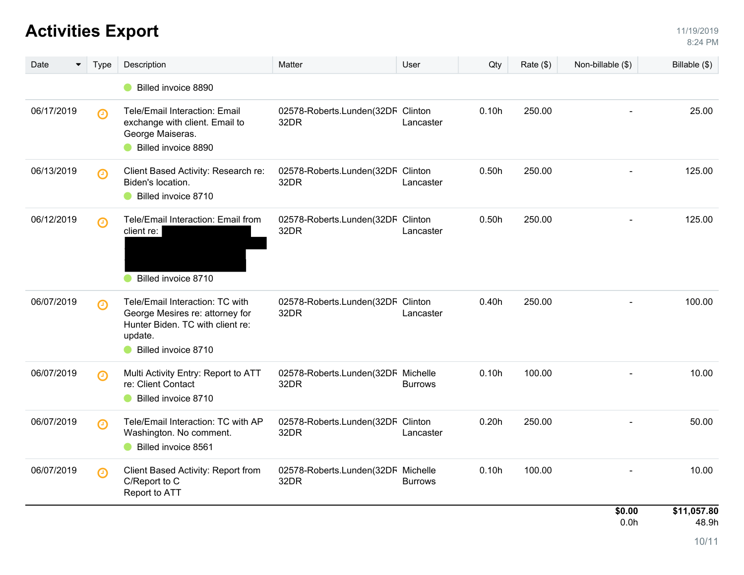# Activities Export

11/19/2019
8:24 PM

| Date | Type | Description | Matter | User | Qty | Rate ($) | Non-billable ($) | Billable ($) |
|---|---|---|---|---|---|---|---|---|
| | | Billed invoice 8890 | | | | | | |
| 06/17/2019 | | Tele/Email Interaction: Email exchange with client. Email to George Maiseras. Billed invoice 8890 | 02578-Roberts.Lunden(32DR 32DR | Clinton Lancaster | 0.10h | 250.00 | - | 25.00 |
| 06/13/2019 | | Client Based Activity: Research re: Biden's location. Billed invoice 8710 | 02578-Roberts.Lunden(32DR 32DR | Clinton Lancaster | 0.50h | 250.00 | - | 125.00 |
| 06/12/2019 | | Tele/Email Interaction: Email from client re: [REDACTED] Billed invoice 8710 | 02578-Roberts.Lunden(32DR 32DR | Clinton Lancaster | 0.50h | 250.00 | - | 125.00 |
| 06/07/2019 | | Tele/Email Interaction: TC with George Mesires re: attorney for Hunter Biden. TC with client re: update. Billed invoice 8710 | 02578-Roberts.Lunden(32DR 32DR | Clinton Lancaster | 0.40h | 250.00 | - | 100.00 |
| 06/07/2019 | | Multi Activity Entry: Report to ATT re: Client Contact Billed invoice 8710 | 02578-Roberts.Lunden(32DR 32DR | Michelle Burrows | 0.10h | 100.00 | - | 10.00 |
| 06/07/2019 | | Tele/Email Interaction: TC with AP Washington. No comment. Billed invoice 8561 | 02578-Roberts.Lunden(32DR 32DR | Clinton Lancaster | 0.20h | 250.00 | - | 50.00 |
| 06/07/2019 | | Client Based Activity: Report from C/Report to C Report to ATT | 02578-Roberts.Lunden(32DR 32DR | Michelle Burrows | 0.10h | 100.00 | - | 10.00 |
| | | | | | | | $0.00 0.0h | $11,057.80 48.9h |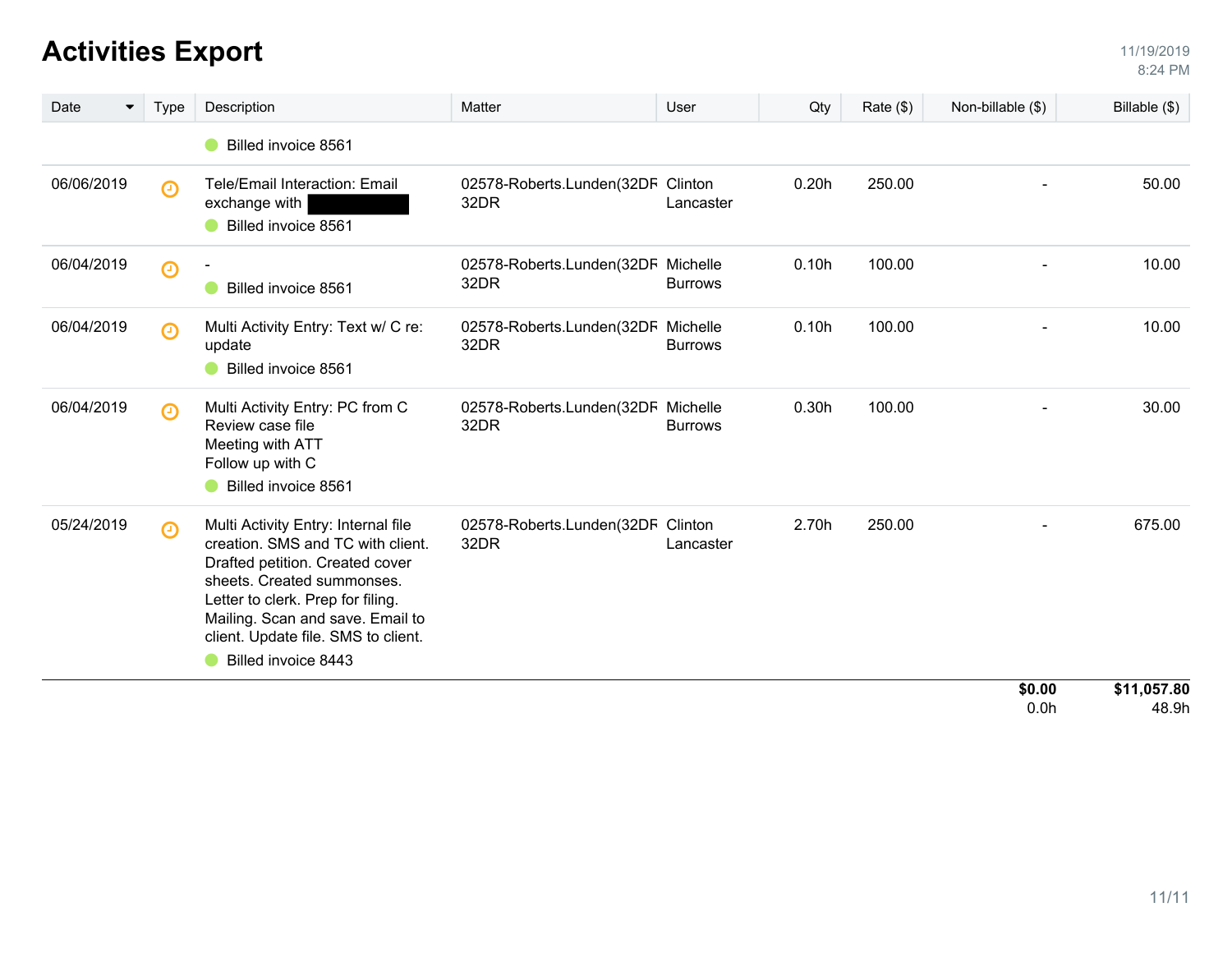# Activities Export

11/19/2019
8:24 PM

| Date | Type | Description | Matter | User | Qty | Rate ($) | Non-billable ($) | Billable ($) |
|---|---|---|---|---|---|---|---|---|
| | | Billed invoice 8561 | | | | | | |
| 06/06/2019 | | Tele/Email Interaction: Email exchange with ███████ Billed invoice 8561 | 02578-Roberts.Lunden(32DR 32DR | Clinton Lancaster | 0.20h | 250.00 | - | 50.00 |
| 06/04/2019 | | - Billed invoice 8561 | 02578-Roberts.Lunden(32DR 32DR | Michelle Burrows | 0.10h | 100.00 | - | 10.00 |
| 06/04/2019 | | Multi Activity Entry: Text w/ C re: update Billed invoice 8561 | 02578-Roberts.Lunden(32DR 32DR | Michelle Burrows | 0.10h | 100.00 | - | 10.00 |
| 06/04/2019 | | Multi Activity Entry: PC from C Review case file Meeting with ATT Follow up with C Billed invoice 8561 | 02578-Roberts.Lunden(32DR 32DR | Michelle Burrows | 0.30h | 100.00 | - | 30.00 |
| 05/24/2019 | | Multi Activity Entry: Internal file creation. SMS and TC with client. Drafted petition. Created cover sheets. Created summonses. Letter to clerk. Prep for filing. Mailing. Scan and save. Email to client. Update file. SMS to client. Billed invoice 8443 | 02578-Roberts.Lunden(32DR 32DR | Clinton Lancaster | 2.70h | 250.00 | - | 675.00 |
| | | | | | | | **$0.00** 0.0h | **$11,057.80** 48.9h |